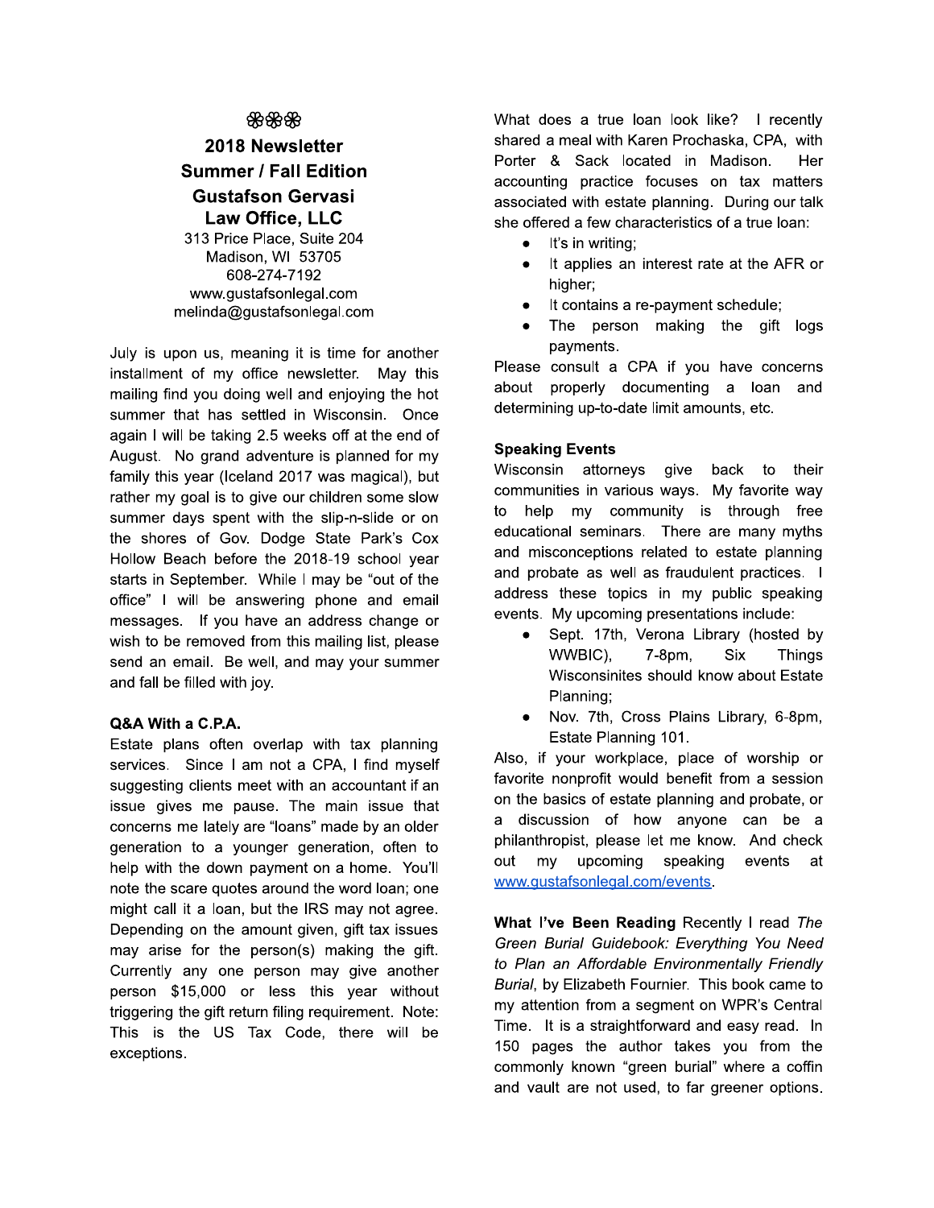❀❀❀

**2018 Newsletter**

**Summer / Fall Edition**

**Gustafson Gervasi Law Office, LLC**

313 Price Place, Suite 204
Madison, WI 53705
608-274-7192
www.gustafsonlegal.com
melinda@gustafsonlegal.com

July is upon us, meaning it is time for another installment of my office newsletter. May this mailing find you doing well and enjoying the hot summer that has settled in Wisconsin. Once again I will be taking 2.5 weeks off at the end of August. No grand adventure is planned for my family this year (Iceland 2017 was magical), but rather my goal is to give our children some slow summer days spent with the slip-n-slide or on the shores of Gov. Dodge State Park's Cox Hollow Beach before the 2018-19 school year starts in September. While I may be "out of the office" I will be answering phone and email messages. If you have an address change or wish to be removed from this mailing list, please send an email. Be well, and may your summer and fall be filled with joy.

**Q&A With a C.P.A.**

Estate plans often overlap with tax planning services. Since I am not a CPA, I find myself suggesting clients meet with an accountant if an issue gives me pause. The main issue that concerns me lately are "loans" made by an older generation to a younger generation, often to help with the down payment on a home. You'll note the scare quotes around the word loan; one might call it a loan, but the IRS may not agree. Depending on the amount given, gift tax issues may arise for the person(s) making the gift. Currently any one person may give another person $15,000 or less this year without triggering the gift return filing requirement. Note: This is the US Tax Code, there will be exceptions.

What does a true loan look like? I recently shared a meal with Karen Prochaska, CPA, with Porter & Sack located in Madison. Her accounting practice focuses on tax matters associated with estate planning. During our talk she offered a few characteristics of a true loan:

- It's in writing;
- It applies an interest rate at the AFR or higher;
- It contains a re-payment schedule;
- The person making the gift logs payments.

Please consult a CPA if you have concerns about properly documenting a loan and determining up-to-date limit amounts, etc.

**Speaking Events**

Wisconsin attorneys give back to their communities in various ways. My favorite way to help my community is through free educational seminars. There are many myths and misconceptions related to estate planning and probate as well as fraudulent practices. I address these topics in my public speaking events. My upcoming presentations include:

- Sept. 17th, Verona Library (hosted by WWBIC), 7-8pm, Six Things Wisconsinites should know about Estate Planning;
- Nov. 7th, Cross Plains Library, 6-8pm, Estate Planning 101.

Also, if your workplace, place of worship or favorite nonprofit would benefit from a session on the basics of estate planning and probate, or a discussion of how anyone can be a philanthropist, please let me know. And check out my upcoming speaking events at [www.gustafsonlegal.com/events](www.gustafsonlegal.com/events).

**What I've Been Reading** Recently I read *The Green Burial Guidebook: Everything You Need to Plan an Affordable Environmentally Friendly Burial*, by Elizabeth Fournier. This book came to my attention from a segment on WPR's Central Time. It is a straightforward and easy read. In 150 pages the author takes you from the commonly known "green burial" where a coffin and vault are not used, to far greener options.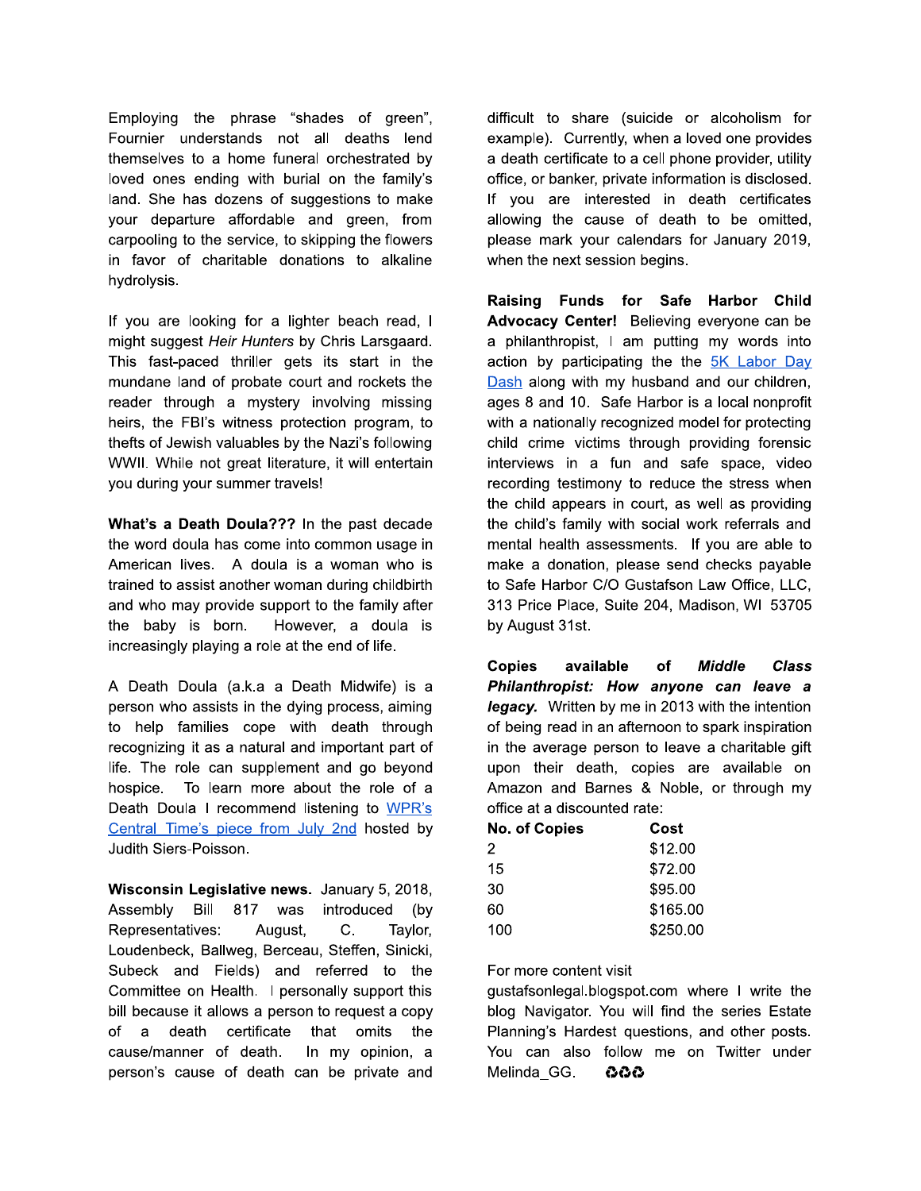Employing the phrase "shades of green", Fournier understands not all deaths lend themselves to a home funeral orchestrated by loved ones ending with burial on the family's land. She has dozens of suggestions to make your departure affordable and green, from carpooling to the service, to skipping the flowers in favor of charitable donations to alkaline hydrolysis.

If you are looking for a lighter beach read, I might suggest *Heir Hunters* by Chris Larsgaard. This fast-paced thriller gets its start in the mundane land of probate court and rockets the reader through a mystery involving missing heirs, the FBI's witness protection program, to thefts of Jewish valuables by the Nazi's following WWII. While not great literature, it will entertain you during your summer travels!

**What's a Death Doula???** In the past decade the word doula has come into common usage in American lives. A doula is a woman who is trained to assist another woman during childbirth and who may provide support to the family after the baby is born. However, a doula is increasingly playing a role at the end of life.

A Death Doula (a.k.a a Death Midwife) is a person who assists in the dying process, aiming to help families cope with death through recognizing it as a natural and important part of life. The role can supplement and go beyond hospice. To learn more about the role of a Death Doula I recommend listening to [WPR's Central Time's piece from July 2nd](#) hosted by Judith Siers-Poisson.

**Wisconsin Legislative news.** January 5, 2018, Assembly Bill 817 was introduced (by Representatives: August, C. Taylor, Loudenbeck, Ballweg, Berceau, Steffen, Sinicki, Subeck and Fields) and referred to the Committee on Health. I personally support this bill because it allows a person to request a copy of a death certificate that omits the cause/manner of death. In my opinion, a person's cause of death can be private and difficult to share (suicide or alcoholism for example). Currently, when a loved one provides a death certificate to a cell phone provider, utility office, or banker, private information is disclosed. If you are interested in death certificates allowing the cause of death to be omitted, please mark your calendars for January 2019, when the next session begins.

**Raising Funds for Safe Harbor Child Advocacy Center!** Believing everyone can be a philanthropist, I am putting my words into action by participating the the [5K Labor Day Dash](#) along with my husband and our children, ages 8 and 10. Safe Harbor is a local nonprofit with a nationally recognized model for protecting child crime victims through providing forensic interviews in a fun and safe space, video recording testimony to reduce the stress when the child appears in court, as well as providing the child's family with social work referrals and mental health assessments. If you are able to make a donation, please send checks payable to Safe Harbor C/O Gustafson Law Office, LLC, 313 Price Place, Suite 204, Madison, WI 53705 by August 31st.

**Copies available of *Middle Class Philanthropist: How anyone can leave a legacy.*** Written by me in 2013 with the intention of being read in an afternoon to spark inspiration in the average person to leave a charitable gift upon their death, copies are available on Amazon and Barnes & Noble, or through my office at a discounted rate:

| No. of Copies | Cost |
|---|---|
| 2 | $12.00 |
| 15 | $72.00 |
| 30 | $95.00 |
| 60 | $165.00 |
| 100 | $250.00 |

For more content visit gustafsonlegal.blogspot.com where I write the blog Navigator. You will find the series Estate Planning's Hardest questions, and other posts. You can also follow me on Twitter under Melinda_GG. ♻♻♻